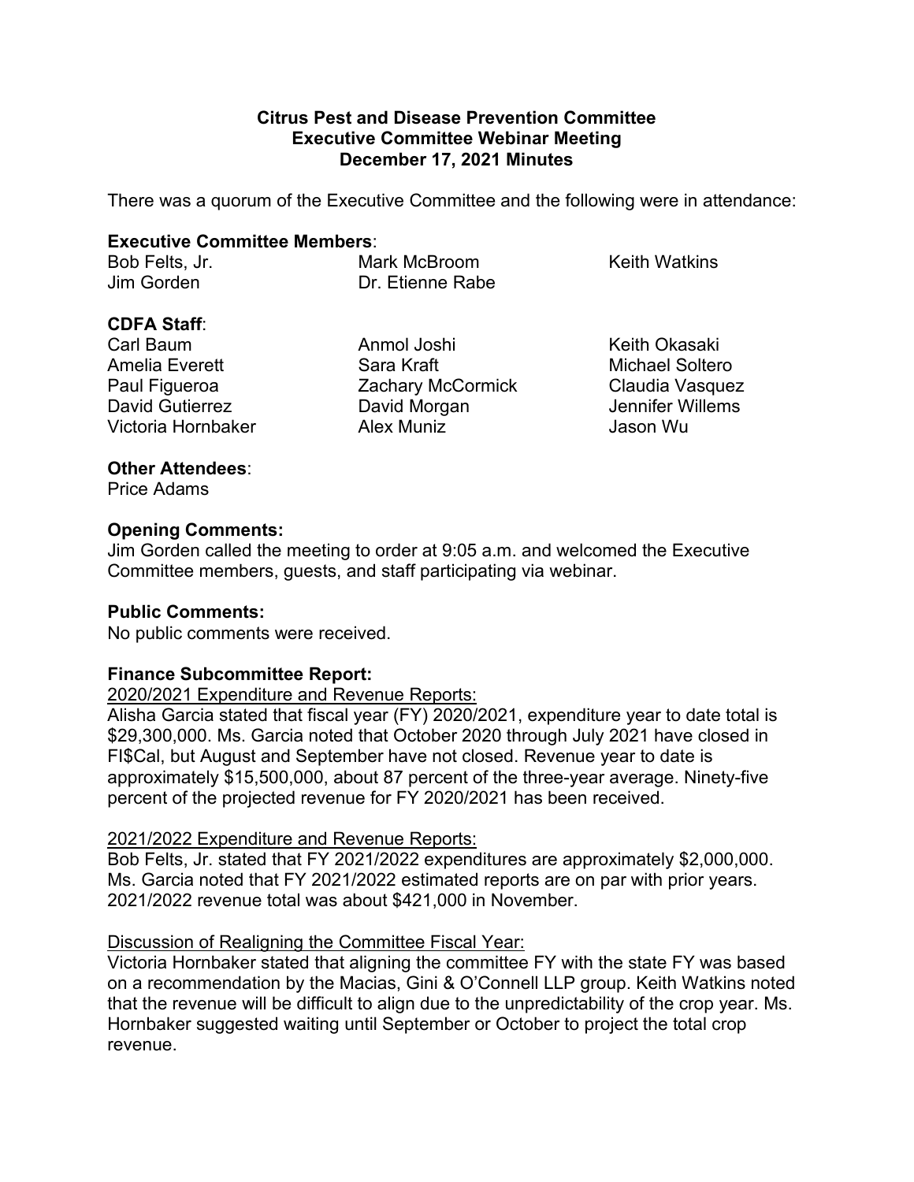# Citrus Pest and Disease Prevention Committee
## Executive Committee Webinar Meeting
## December 17, 2021 Minutes

There was a quorum of the Executive Committee and the following were in attendance:

**Executive Committee Members**:

Bob Felts, Jr.
Jim Gorden
Mark McBroom
Dr. Etienne Rabe
Keith Watkins

**CDFA Staff**:

Carl Baum
Amelia Everett
Paul Figueroa
David Gutierrez
Victoria Hornbaker
Anmol Joshi
Sara Kraft
Zachary McCormick
David Morgan
Alex Muniz
Keith Okasaki
Michael Soltero
Claudia Vasquez
Jennifer Willems
Jason Wu

**Other Attendees**:

Price Adams

**Opening Comments:**

Jim Gorden called the meeting to order at 9:05 a.m. and welcomed the Executive Committee members, guests, and staff participating via webinar.

**Public Comments:**

No public comments were received.

**Finance Subcommittee Report:**

<u>2020/2021 Expenditure and Revenue Reports:</u>

Alisha Garcia stated that fiscal year (FY) 2020/2021, expenditure year to date total is $29,300,000. Ms. Garcia noted that October 2020 through July 2021 have closed in FI$Cal, but August and September have not closed. Revenue year to date is approximately $15,500,000, about 87 percent of the three-year average. Ninety-five percent of the projected revenue for FY 2020/2021 has been received.

<u>2021/2022 Expenditure and Revenue Reports:</u>

Bob Felts, Jr. stated that FY 2021/2022 expenditures are approximately $2,000,000. Ms. Garcia noted that FY 2021/2022 estimated reports are on par with prior years. 2021/2022 revenue total was about $421,000 in November.

<u>Discussion of Realigning the Committee Fiscal Year:</u>

Victoria Hornbaker stated that aligning the committee FY with the state FY was based on a recommendation by the Macias, Gini & O'Connell LLP group. Keith Watkins noted that the revenue will be difficult to align due to the unpredictability of the crop year. Ms. Hornbaker suggested waiting until September or October to project the total crop revenue.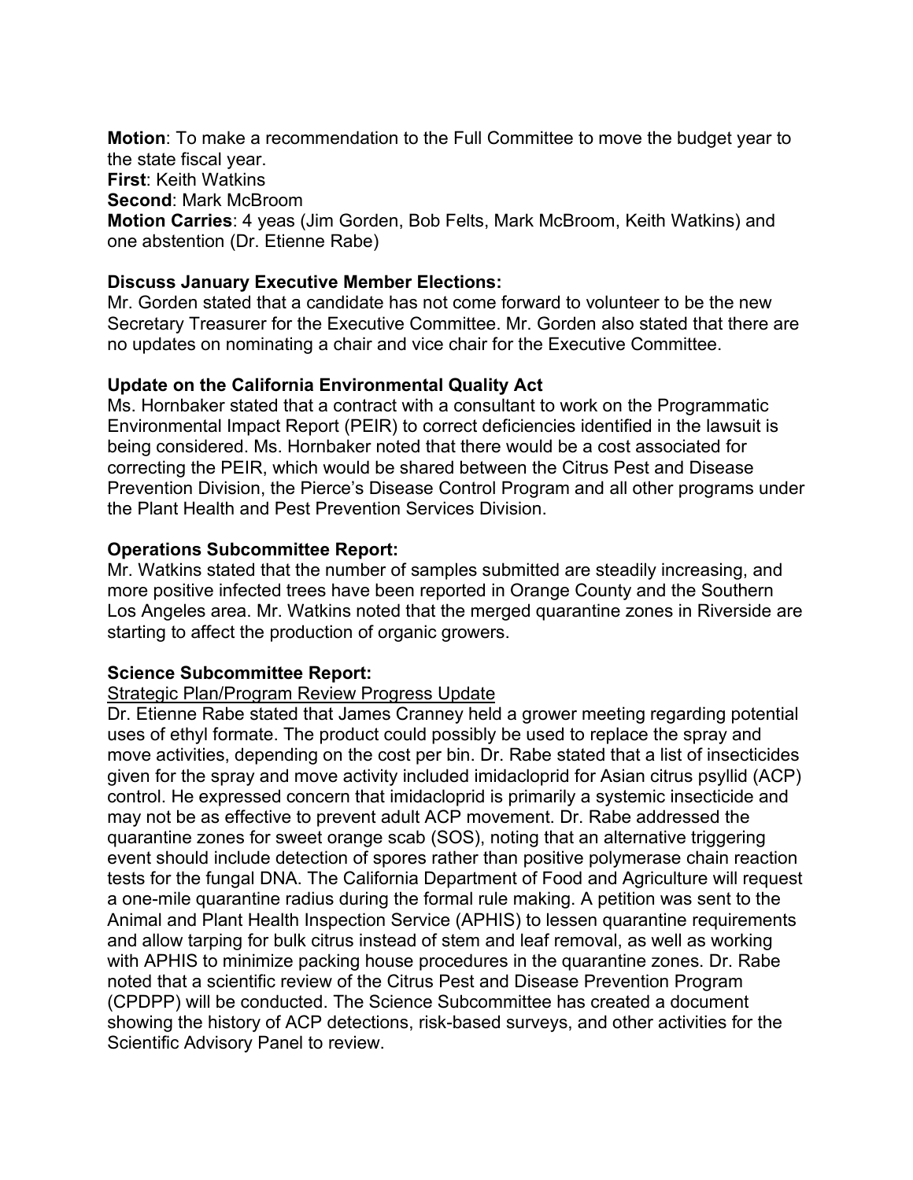**Motion**: To make a recommendation to the Full Committee to move the budget year to the state fiscal year.
**First**: Keith Watkins
**Second**: Mark McBroom
**Motion Carries**: 4 yeas (Jim Gorden, Bob Felts, Mark McBroom, Keith Watkins) and one abstention (Dr. Etienne Rabe)

**Discuss January Executive Member Elections:**
Mr. Gorden stated that a candidate has not come forward to volunteer to be the new Secretary Treasurer for the Executive Committee. Mr. Gorden also stated that there are no updates on nominating a chair and vice chair for the Executive Committee.

**Update on the California Environmental Quality Act**
Ms. Hornbaker stated that a contract with a consultant to work on the Programmatic Environmental Impact Report (PEIR) to correct deficiencies identified in the lawsuit is being considered. Ms. Hornbaker noted that there would be a cost associated for correcting the PEIR, which would be shared between the Citrus Pest and Disease Prevention Division, the Pierce's Disease Control Program and all other programs under the Plant Health and Pest Prevention Services Division.

**Operations Subcommittee Report:**
Mr. Watkins stated that the number of samples submitted are steadily increasing, and more positive infected trees have been reported in Orange County and the Southern Los Angeles area. Mr. Watkins noted that the merged quarantine zones in Riverside are starting to affect the production of organic growers.

**Science Subcommittee Report:**
Strategic Plan/Program Review Progress Update
Dr. Etienne Rabe stated that James Cranney held a grower meeting regarding potential uses of ethyl formate. The product could possibly be used to replace the spray and move activities, depending on the cost per bin. Dr. Rabe stated that a list of insecticides given for the spray and move activity included imidacloprid for Asian citrus psyllid (ACP) control. He expressed concern that imidacloprid is primarily a systemic insecticide and may not be as effective to prevent adult ACP movement. Dr. Rabe addressed the quarantine zones for sweet orange scab (SOS), noting that an alternative triggering event should include detection of spores rather than positive polymerase chain reaction tests for the fungal DNA. The California Department of Food and Agriculture will request a one-mile quarantine radius during the formal rule making. A petition was sent to the Animal and Plant Health Inspection Service (APHIS) to lessen quarantine requirements and allow tarping for bulk citrus instead of stem and leaf removal, as well as working with APHIS to minimize packing house procedures in the quarantine zones. Dr. Rabe noted that a scientific review of the Citrus Pest and Disease Prevention Program (CPDPP) will be conducted. The Science Subcommittee has created a document showing the history of ACP detections, risk-based surveys, and other activities for the Scientific Advisory Panel to review.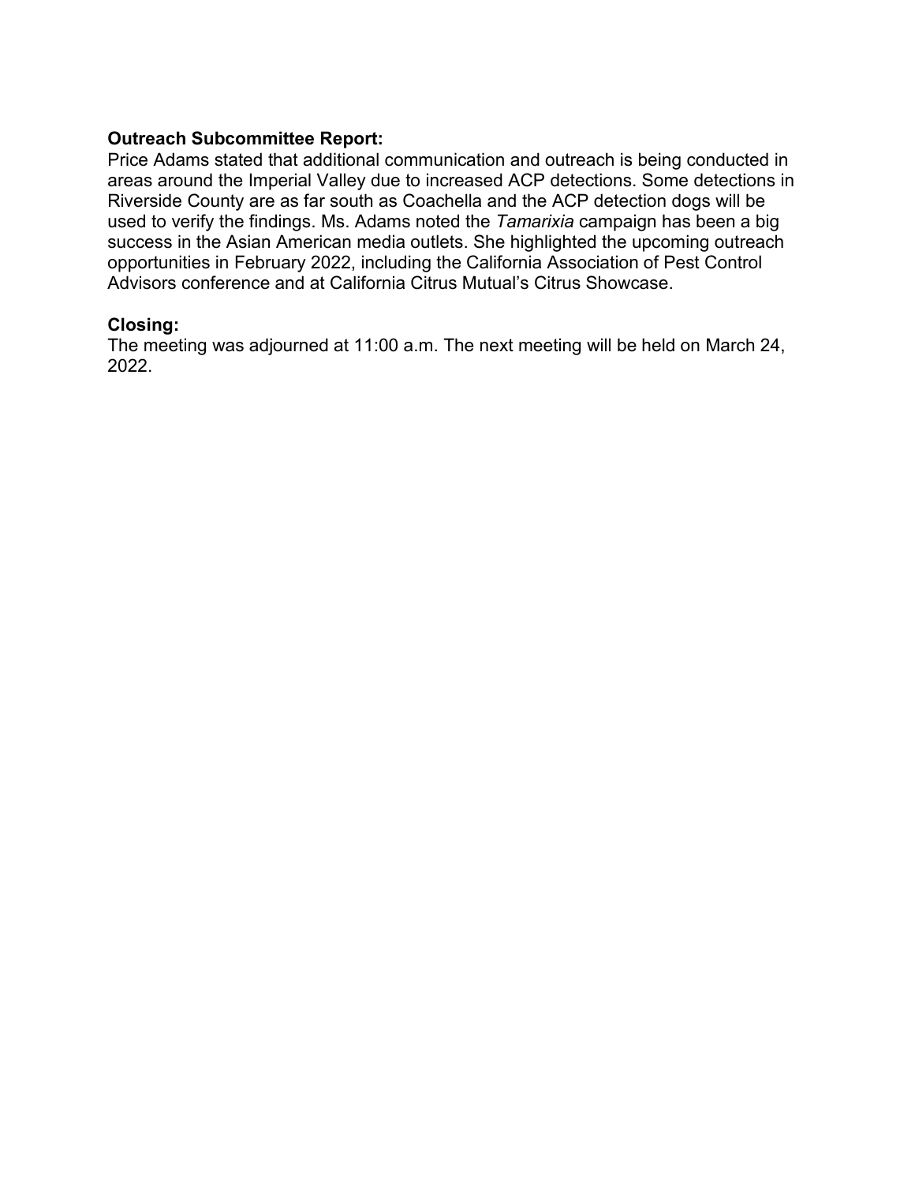**Outreach Subcommittee Report:**
Price Adams stated that additional communication and outreach is being conducted in areas around the Imperial Valley due to increased ACP detections. Some detections in Riverside County are as far south as Coachella and the ACP detection dogs will be used to verify the findings. Ms. Adams noted the *Tamarixia* campaign has been a big success in the Asian American media outlets. She highlighted the upcoming outreach opportunities in February 2022, including the California Association of Pest Control Advisors conference and at California Citrus Mutual's Citrus Showcase.

**Closing:**
The meeting was adjourned at 11:00 a.m. The next meeting will be held on March 24, 2022.